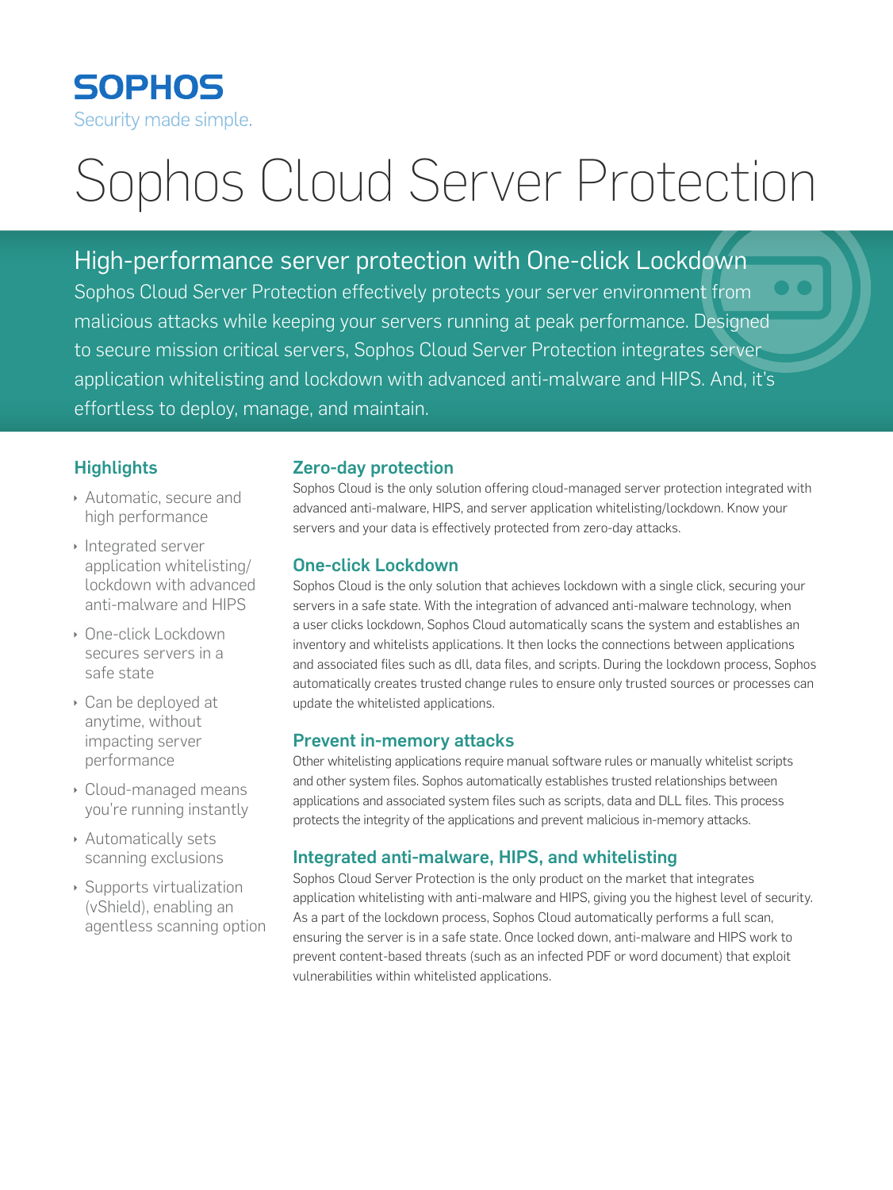SOPHOS

Security made simple.

# Sophos Cloud Server Protection

## High-performance server protection with One-click Lockdown

Sophos Cloud Server Protection effectively protects your server environment from malicious attacks while keeping your servers running at peak performance. Designed to secure mission critical servers, Sophos Cloud Server Protection integrates server application whitelisting and lockdown with advanced anti-malware and HIPS. And, it's effortless to deploy, manage, and maintain.

### Highlights

- Automatic, secure and high performance
- Integrated server application whitelisting/ lockdown with advanced anti-malware and HIPS
- One-click Lockdown secures servers in a safe state
- Can be deployed at anytime, without impacting server performance
- Cloud-managed means you're running instantly
- Automatically sets scanning exclusions
- Supports virtualization (vShield), enabling an agentless scanning option

### Zero-day protection

Sophos Cloud is the only solution offering cloud-managed server protection integrated with advanced anti-malware, HIPS, and server application whitelisting/lockdown. Know your servers and your data is effectively protected from zero-day attacks.

### One-click Lockdown

Sophos Cloud is the only solution that achieves lockdown with a single click, securing your servers in a safe state. With the integration of advanced anti-malware technology, when a user clicks lockdown, Sophos Cloud automatically scans the system and establishes an inventory and whitelists applications. It then locks the connections between applications and associated files such as dll, data files, and scripts. During the lockdown process, Sophos automatically creates trusted change rules to ensure only trusted sources or processes can update the whitelisted applications.

### Prevent in-memory attacks

Other whitelisting applications require manual software rules or manually whitelist scripts and other system files. Sophos automatically establishes trusted relationships between applications and associated system files such as scripts, data and DLL files. This process protects the integrity of the applications and prevent malicious in-memory attacks.

### Integrated anti-malware, HIPS, and whitelisting

Sophos Cloud Server Protection is the only product on the market that integrates application whitelisting with anti-malware and HIPS, giving you the highest level of security. As a part of the lockdown process, Sophos Cloud automatically performs a full scan, ensuring the server is in a safe state. Once locked down, anti-malware and HIPS work to prevent content-based threats (such as an infected PDF or word document) that exploit vulnerabilities within whitelisted applications.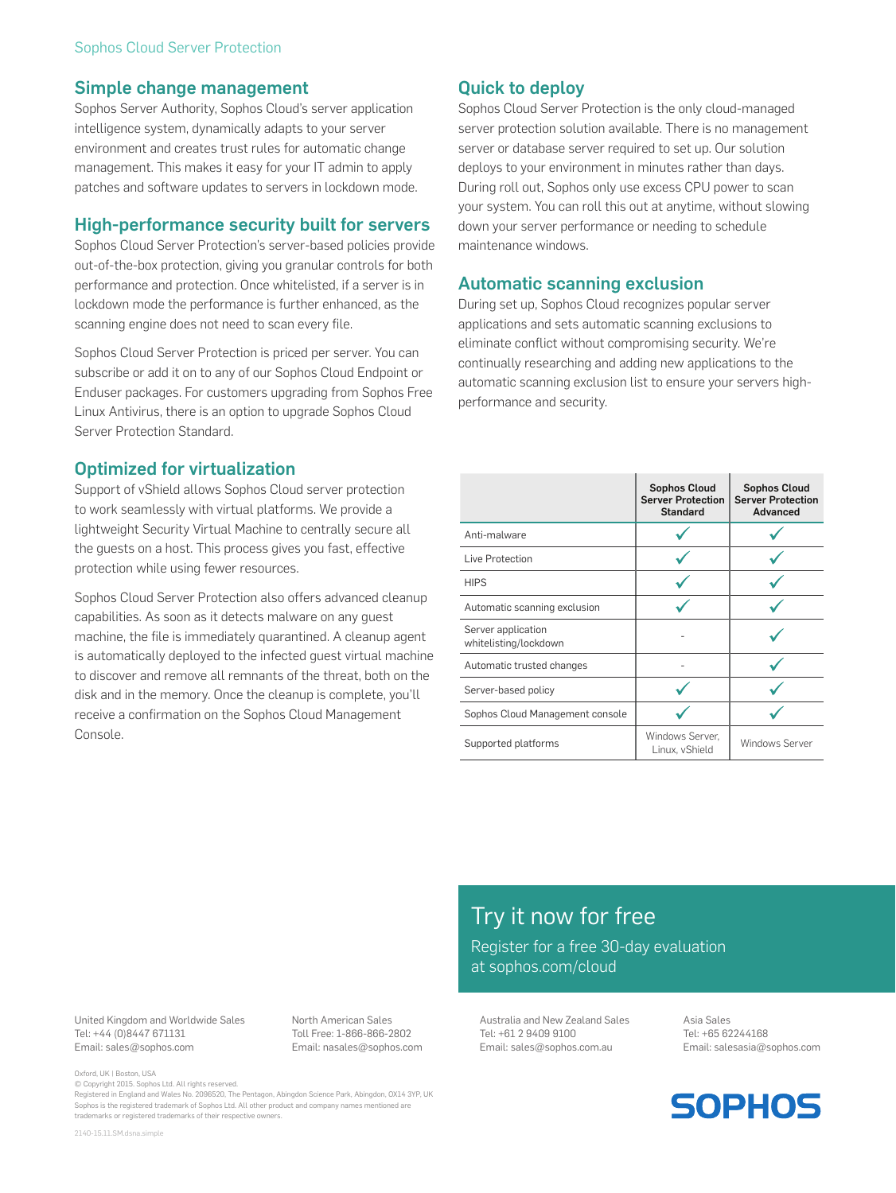## Simple change management

Sophos Server Authority, Sophos Cloud's server application intelligence system, dynamically adapts to your server environment and creates trust rules for automatic change management. This makes it easy for your IT admin to apply patches and software updates to servers in lockdown mode.

## High-performance security built for servers

Sophos Cloud Server Protection's server-based policies provide out-of-the-box protection, giving you granular controls for both performance and protection. Once whitelisted, if a server is in lockdown mode the performance is further enhanced, as the scanning engine does not need to scan every file.

Sophos Cloud Server Protection is priced per server. You can subscribe or add it on to any of our Sophos Cloud Endpoint or Enduser packages. For customers upgrading from Sophos Free Linux Antivirus, there is an option to upgrade Sophos Cloud Server Protection Standard.

## Optimized for virtualization

Support of vShield allows Sophos Cloud server protection to work seamlessly with virtual platforms. We provide a lightweight Security Virtual Machine to centrally secure all the guests on a host. This process gives you fast, effective protection while using fewer resources.

Sophos Cloud Server Protection also offers advanced cleanup capabilities. As soon as it detects malware on any guest machine, the file is immediately quarantined. A cleanup agent is automatically deployed to the infected guest virtual machine to discover and remove all remnants of the threat, both on the disk and in the memory. Once the cleanup is complete, you'll receive a confirmation on the Sophos Cloud Management Console.

## Quick to deploy

Sophos Cloud Server Protection is the only cloud-managed server protection solution available. There is no management server or database server required to set up. Our solution deploys to your environment in minutes rather than days. During roll out, Sophos only use excess CPU power to scan your system. You can roll this out at anytime, without slowing down your server performance or needing to schedule maintenance windows.

## Automatic scanning exclusion

During set up, Sophos Cloud recognizes popular server applications and sets automatic scanning exclusions to eliminate conflict without compromising security. We're continually researching and adding new applications to the automatic scanning exclusion list to ensure your servers high-performance and security.

| | **Sophos Cloud Server Protection Standard** | **Sophos Cloud Server Protection Advanced** |
|---|---|---|
| Anti-malware | ✓ | ✓ |
| Live Protection | ✓ | ✓ |
| HIPS | ✓ | ✓ |
| Automatic scanning exclusion | ✓ | ✓ |
| Server application whitelisting/lockdown | - | ✓ |
| Automatic trusted changes | - | ✓ |
| Server-based policy | ✓ | ✓ |
| Sophos Cloud Management console | ✓ | ✓ |
| Supported platforms | Windows Server, Linux, vShield | Windows Server |

## Try it now for free

Register for a free 30-day evaluation at sophos.com/cloud

United Kingdom and Worldwide Sales
Tel: +44 (0)8447 671131
Email: sales@sophos.com

North American Sales
Toll Free: 1-866-866-2802
Email: nasales@sophos.com

Australia and New Zealand Sales
Tel: +61 2 9409 9100
Email: sales@sophos.com.au

Asia Sales
Tel: +65 62244168
Email: salesasia@sophos.com

Oxford, UK | Boston, USA
© Copyright 2015. Sophos Ltd. All rights reserved.
Registered in England and Wales No. 2096520, The Pentagon, Abingdon Science Park, Abingdon, OX14 3YP, UK
Sophos is the registered trademark of Sophos Ltd. All other product and company names mentioned are trademarks or registered trademarks of their respective owners.

2140-15.11.SM.dsna.simple

SOPHOS